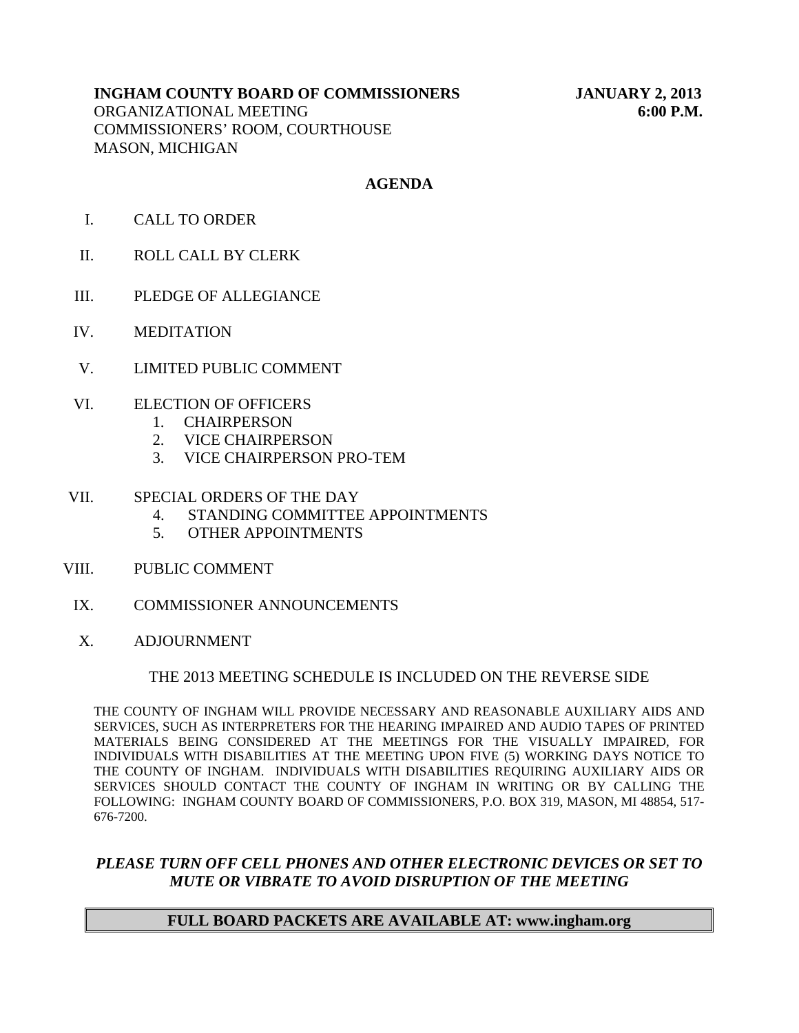**INGHAM COUNTY BOARD OF COMMISSIONERS** **JANUARY 2, 2013**
ORGANIZATIONAL MEETING **6:00 P.M.**
COMMISSIONERS' ROOM, COURTHOUSE
MASON, MICHIGAN

## AGENDA

I. CALL TO ORDER

II. ROLL CALL BY CLERK

III. PLEDGE OF ALLEGIANCE

IV. MEDITATION

V. LIMITED PUBLIC COMMENT

VI. ELECTION OF OFFICERS
   1. CHAIRPERSON
   2. VICE CHAIRPERSON
   3. VICE CHAIRPERSON PRO-TEM

VII. SPECIAL ORDERS OF THE DAY
   4. STANDING COMMITTEE APPOINTMENTS
   5. OTHER APPOINTMENTS

VIII. PUBLIC COMMENT

IX. COMMISSIONER ANNOUNCEMENTS

X. ADJOURNMENT

THE 2013 MEETING SCHEDULE IS INCLUDED ON THE REVERSE SIDE

THE COUNTY OF INGHAM WILL PROVIDE NECESSARY AND REASONABLE AUXILIARY AIDS AND SERVICES, SUCH AS INTERPRETERS FOR THE HEARING IMPAIRED AND AUDIO TAPES OF PRINTED MATERIALS BEING CONSIDERED AT THE MEETINGS FOR THE VISUALLY IMPAIRED, FOR INDIVIDUALS WITH DISABILITIES AT THE MEETING UPON FIVE (5) WORKING DAYS NOTICE TO THE COUNTY OF INGHAM. INDIVIDUALS WITH DISABILITIES REQUIRING AUXILIARY AIDS OR SERVICES SHOULD CONTACT THE COUNTY OF INGHAM IN WRITING OR BY CALLING THE FOLLOWING: INGHAM COUNTY BOARD OF COMMISSIONERS, P.O. BOX 319, MASON, MI 48854, 517-676-7200.

***PLEASE TURN OFF CELL PHONES AND OTHER ELECTRONIC DEVICES OR SET TO MUTE OR VIBRATE TO AVOID DISRUPTION OF THE MEETING***

**FULL BOARD PACKETS ARE AVAILABLE AT: www.ingham.org**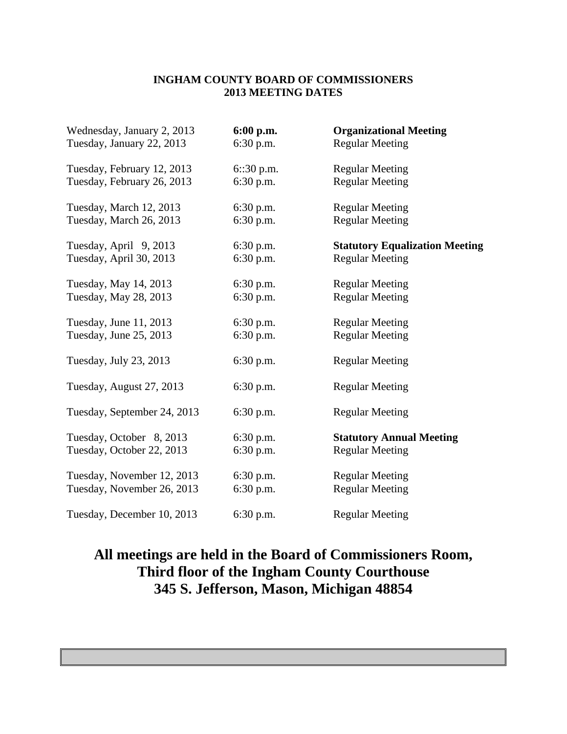**INGHAM COUNTY BOARD OF COMMISSIONERS**
**2013 MEETING DATES**

| | | |
|---|---|---|
| Wednesday, January 2, 2013 | **6:00 p.m.** | **Organizational Meeting** |
| Tuesday, January 22, 2013 | 6:30 p.m. | Regular Meeting |
| Tuesday, February 12, 2013 | 6::30 p.m. | Regular Meeting |
| Tuesday, February 26, 2013 | 6:30 p.m. | Regular Meeting |
| Tuesday, March 12, 2013 | 6:30 p.m. | Regular Meeting |
| Tuesday, March 26, 2013 | 6:30 p.m. | Regular Meeting |
| Tuesday, April 9, 2013 | 6:30 p.m. | **Statutory Equalization Meeting** |
| Tuesday, April 30, 2013 | 6:30 p.m. | Regular Meeting |
| Tuesday, May 14, 2013 | 6:30 p.m. | Regular Meeting |
| Tuesday, May 28, 2013 | 6:30 p.m. | Regular Meeting |
| Tuesday, June 11, 2013 | 6:30 p.m. | Regular Meeting |
| Tuesday, June 25, 2013 | 6:30 p.m. | Regular Meeting |
| Tuesday, July 23, 2013 | 6:30 p.m. | Regular Meeting |
| Tuesday, August 27, 2013 | 6:30 p.m. | Regular Meeting |
| Tuesday, September 24, 2013 | 6:30 p.m. | Regular Meeting |
| Tuesday, October 8, 2013 | 6:30 p.m. | **Statutory Annual Meeting** |
| Tuesday, October 22, 2013 | 6:30 p.m. | Regular Meeting |
| Tuesday, November 12, 2013 | 6:30 p.m. | Regular Meeting |
| Tuesday, November 26, 2013 | 6:30 p.m. | Regular Meeting |
| Tuesday, December 10, 2013 | 6:30 p.m. | Regular Meeting |

## All meetings are held in the Board of Commissioners Room, Third floor of the Ingham County Courthouse 345 S. Jefferson, Mason, Michigan 48854